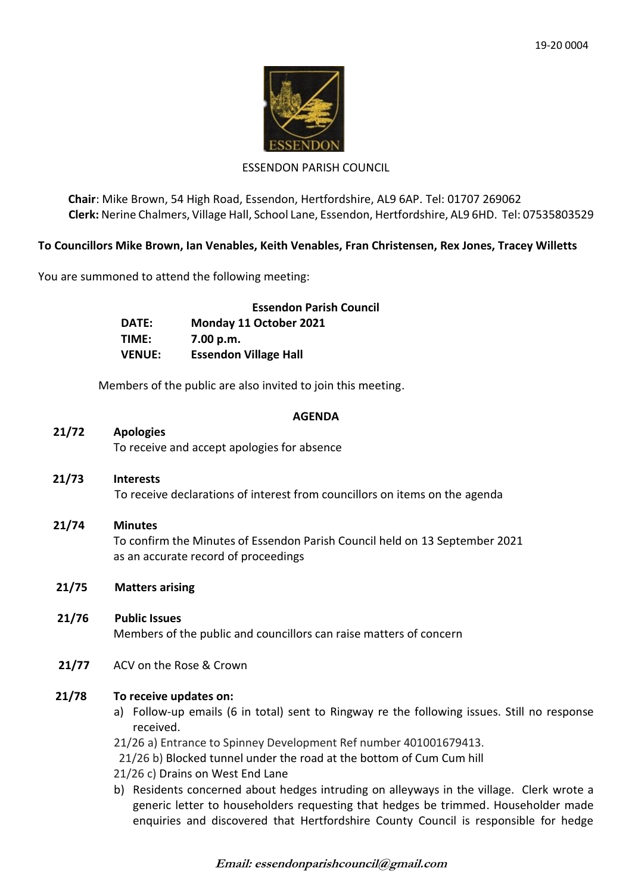19-20 0004

ESSENDON PARISH COUNCIL

**Chair**: Mike Brown, 54 High Road, Essendon, Hertfordshire, AL9 6AP. Tel: 01707 269062
**Clerk:** Nerine Chalmers, Village Hall, School Lane, Essendon, Hertfordshire, AL9 6HD. Tel: 07535803529

**To Councillors Mike Brown, Ian Venables, Keith Venables, Fran Christensen, Rex Jones, Tracey Willetts**

You are summoned to attend the following meeting:

**Essendon Parish Council**

| | |
|---|---|
| **DATE:** | **Monday 11 October 2021** |
| **TIME:** | **7.00 p.m.** |
| **VENUE:** | **Essendon Village Hall** |

Members of the public are also invited to join this meeting.

**AGENDA**

**21/72 Apologies**
To receive and accept apologies for absence

**21/73 Interests**
To receive declarations of interest from councillors on items on the agenda

**21/74 Minutes**
To confirm the Minutes of Essendon Parish Council held on 13 September 2021 as an accurate record of proceedings

**21/75 Matters arising**

**21/76 Public Issues**
Members of the public and councillors can raise matters of concern

**21/77** ACV on the Rose & Crown

**21/78 To receive updates on:**

a) Follow-up emails (6 in total) sent to Ringway re the following issues. Still no response received.
21/26 a) Entrance to Spinney Development Ref number 401001679413.
21/26 b) Blocked tunnel under the road at the bottom of Cum Cum hill
21/26 c) Drains on West End Lane

b) Residents concerned about hedges intruding on alleyways in the village. Clerk wrote a generic letter to householders requesting that hedges be trimmed. Householder made enquiries and discovered that Hertfordshire County Council is responsible for hedge

*Email: essendonparishcouncil@gmail.com*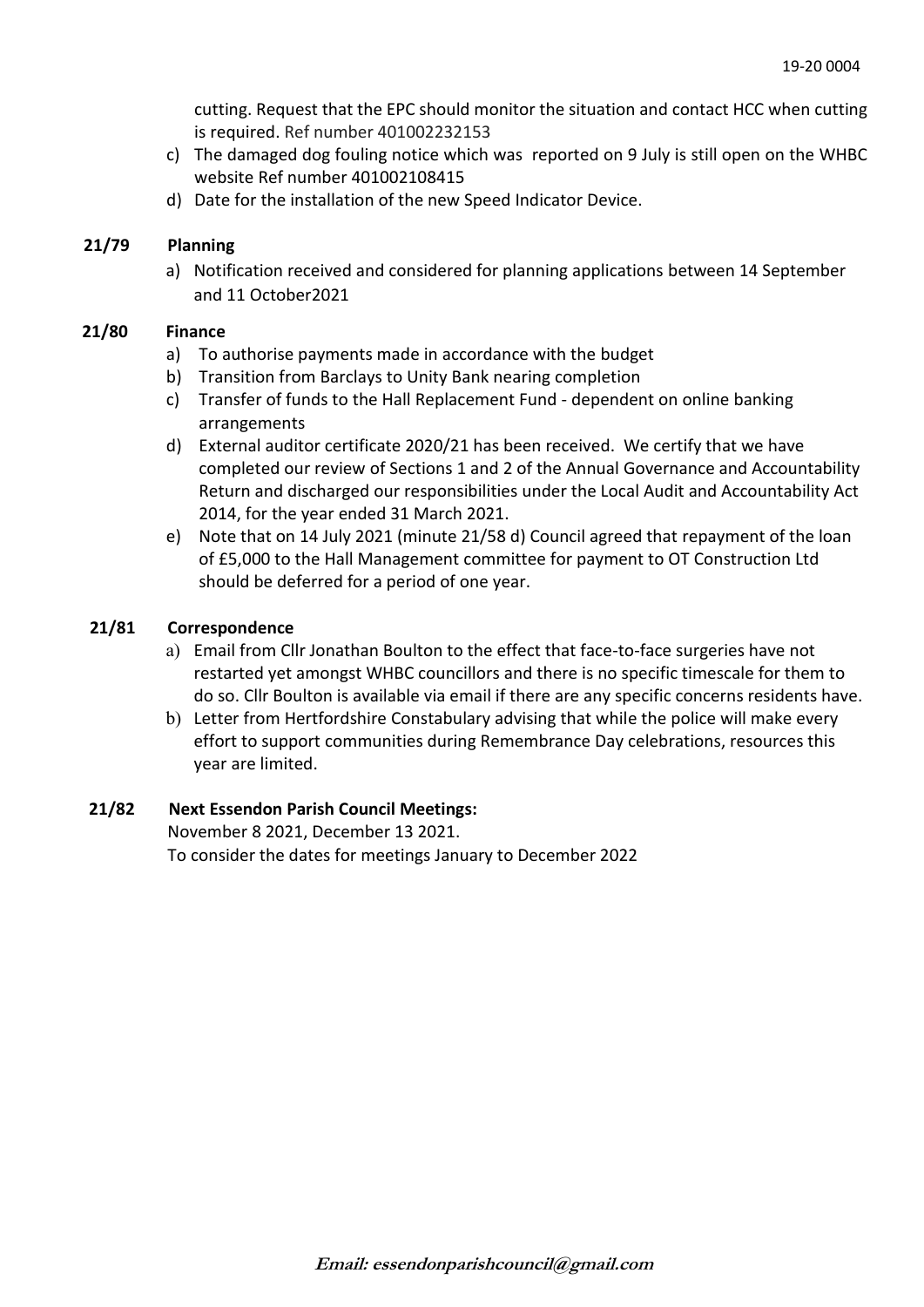cutting. Request that the EPC should monitor the situation and contact HCC when cutting is required. Ref number 401002232153

c) The damaged dog fouling notice which was reported on 9 July is still open on the WHBC website Ref number 401002108415
d) Date for the installation of the new Speed Indicator Device.

**21/79 Planning**

a) Notification received and considered for planning applications between 14 September and 11 October2021

**21/80 Finance**

a) To authorise payments made in accordance with the budget
b) Transition from Barclays to Unity Bank nearing completion
c) Transfer of funds to the Hall Replacement Fund - dependent on online banking arrangements
d) External auditor certificate 2020/21 has been received. We certify that we have completed our review of Sections 1 and 2 of the Annual Governance and Accountability Return and discharged our responsibilities under the Local Audit and Accountability Act 2014, for the year ended 31 March 2021.
e) Note that on 14 July 2021 (minute 21/58 d) Council agreed that repayment of the loan of £5,000 to the Hall Management committee for payment to OT Construction Ltd should be deferred for a period of one year.

**21/81 Correspondence**

a) Email from Cllr Jonathan Boulton to the effect that face-to-face surgeries have not restarted yet amongst WHBC councillors and there is no specific timescale for them to do so. Cllr Boulton is available via email if there are any specific concerns residents have.
b) Letter from Hertfordshire Constabulary advising that while the police will make every effort to support communities during Remembrance Day celebrations, resources this year are limited.

**21/82 Next Essendon Parish Council Meetings:**

November 8 2021, December 13 2021.
To consider the dates for meetings January to December 2022

**Email: essendonparishcouncil@gmail.com**